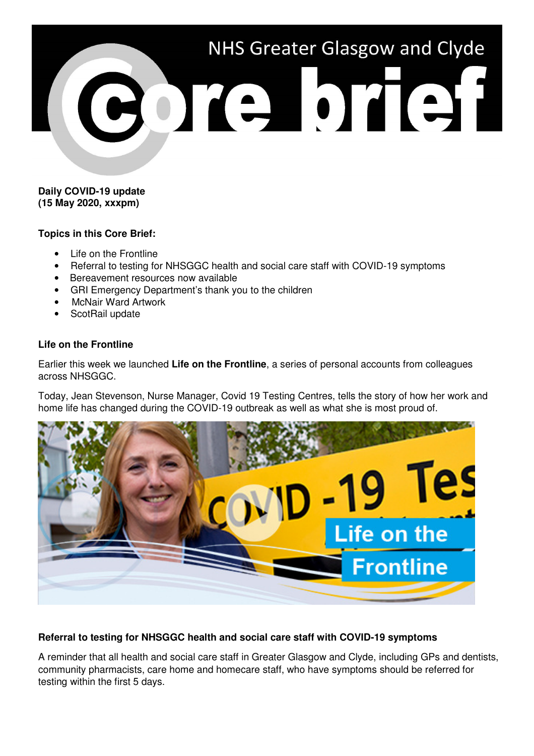# NHS Greater Glasgow and Clyde Core brief

**Daily COVID-19 update**
**(15 May 2020, xxxpm)**

**Topics in this Core Brief:**

- Life on the Frontline
- Referral to testing for NHSGGC health and social care staff with COVID-19 symptoms
- Bereavement resources now available
- GRI Emergency Department's thank you to the children
- McNair Ward Artwork
- ScotRail update

## Life on the Frontline

Earlier this week we launched **Life on the Frontline**, a series of personal accounts from colleagues across NHSGGC.

Today, Jean Stevenson, Nurse Manager, Covid 19 Testing Centres, tells the story of how her work and home life has changed during the COVID-19 outbreak as well as what she is most proud of.

## Referral to testing for NHSGGC health and social care staff with COVID-19 symptoms

A reminder that all health and social care staff in Greater Glasgow and Clyde, including GPs and dentists, community pharmacists, care home and homecare staff, who have symptoms should be referred for testing within the first 5 days.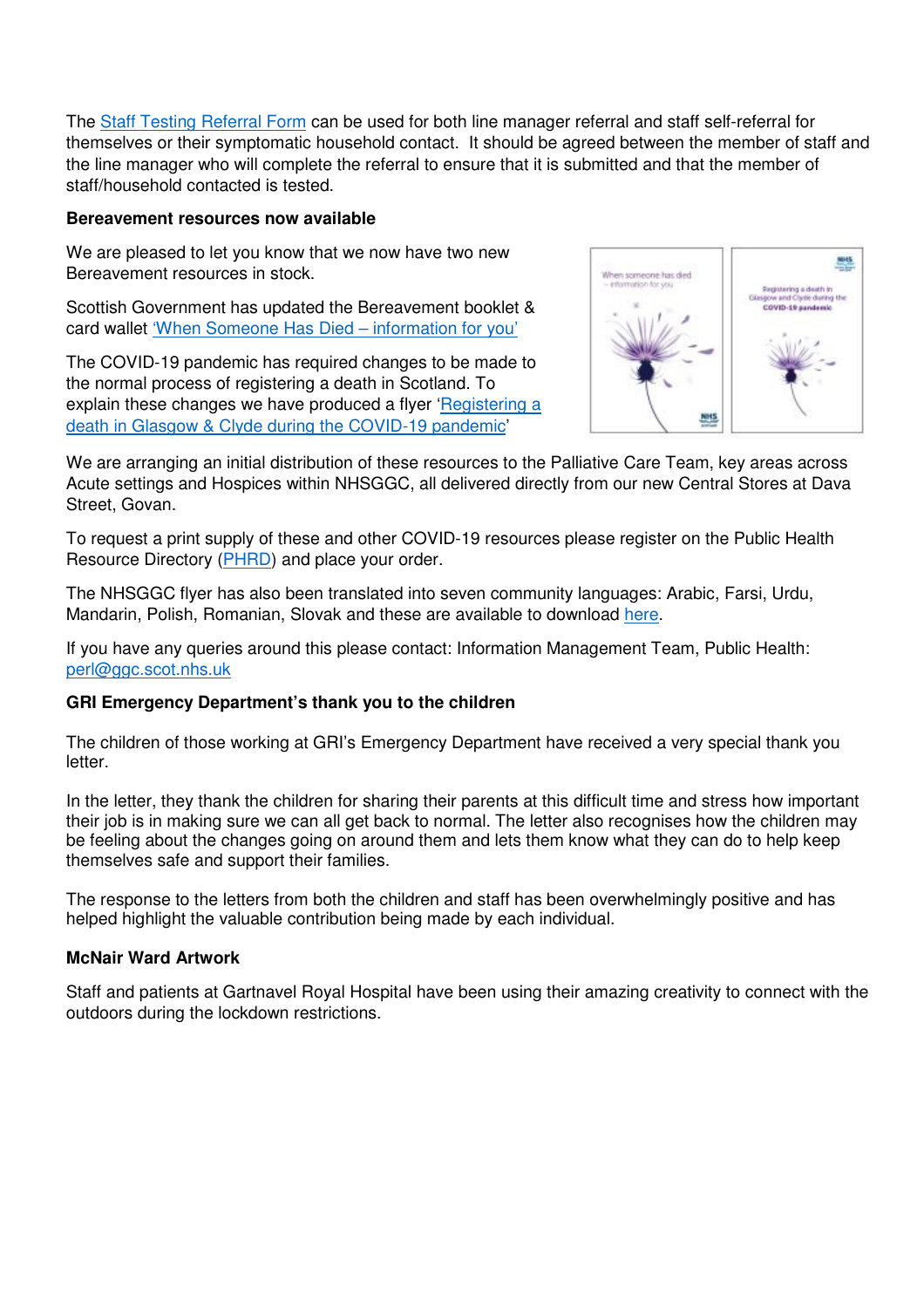The Staff Testing Referral Form can be used for both line manager referral and staff self-referral for themselves or their symptomatic household contact. It should be agreed between the member of staff and the line manager who will complete the referral to ensure that it is submitted and that the member of staff/household contacted is tested.

**Bereavement resources now available**

We are pleased to let you know that we now have two new Bereavement resources in stock.

Scottish Government has updated the Bereavement booklet & card wallet 'When Someone Has Died – information for you'

The COVID-19 pandemic has required changes to be made to the normal process of registering a death in Scotland. To explain these changes we have produced a flyer 'Registering a death in Glasgow & Clyde during the COVID-19 pandemic'

We are arranging an initial distribution of these resources to the Palliative Care Team, key areas across Acute settings and Hospices within NHSGGC, all delivered directly from our new Central Stores at Dava Street, Govan.

To request a print supply of these and other COVID-19 resources please register on the Public Health Resource Directory (PHRD) and place your order.

The NHSGGC flyer has also been translated into seven community languages: Arabic, Farsi, Urdu, Mandarin, Polish, Romanian, Slovak and these are available to download here.

If you have any queries around this please contact: Information Management Team, Public Health: perl@ggc.scot.nhs.uk

**GRI Emergency Department's thank you to the children**

The children of those working at GRI's Emergency Department have received a very special thank you letter.

In the letter, they thank the children for sharing their parents at this difficult time and stress how important their job is in making sure we can all get back to normal. The letter also recognises how the children may be feeling about the changes going on around them and lets them know what they can do to help keep themselves safe and support their families.

The response to the letters from both the children and staff has been overwhelmingly positive and has helped highlight the valuable contribution being made by each individual.

**McNair Ward Artwork**

Staff and patients at Gartnavel Royal Hospital have been using their amazing creativity to connect with the outdoors during the lockdown restrictions.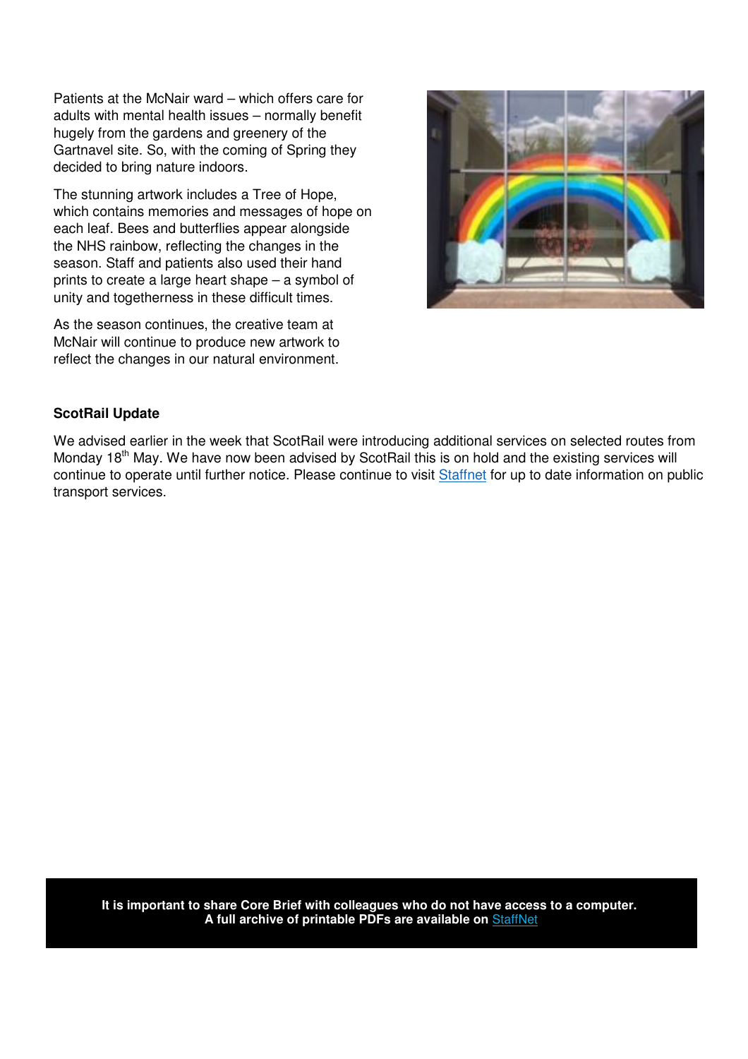Patients at the McNair ward – which offers care for adults with mental health issues – normally benefit hugely from the gardens and greenery of the Gartnavel site. So, with the coming of Spring they decided to bring nature indoors.

The stunning artwork includes a Tree of Hope, which contains memories and messages of hope on each leaf. Bees and butterflies appear alongside the NHS rainbow, reflecting the changes in the season. Staff and patients also used their hand prints to create a large heart shape – a symbol of unity and togetherness in these difficult times.

As the season continues, the creative team at McNair will continue to produce new artwork to reflect the changes in our natural environment.

**ScotRail Update**

We advised earlier in the week that ScotRail were introducing additional services on selected routes from Monday 18th May. We have now been advised by ScotRail this is on hold and the existing services will continue to operate until further notice. Please continue to visit Staffnet for up to date information on public transport services.

**It is important to share Core Brief with colleagues who do not have access to a computer. A full archive of printable PDFs are available on StaffNet**